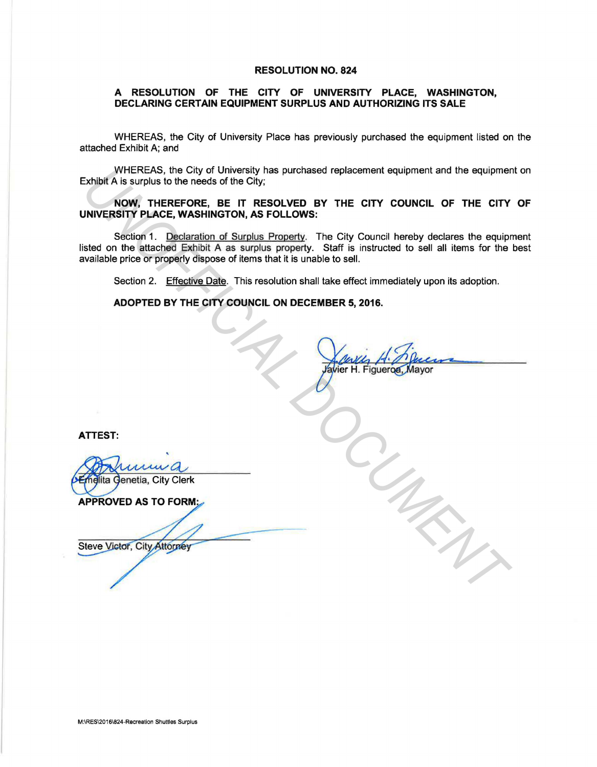# RESOLUTION NO. 824

## A RESOLUTION OF THE CITY OF UNIVERSITY PLACE, WASHINGTON, DECLARING CERTAIN EQUIPMENT SURPLUS AND AUTHORIZING ITS SALE

WHEREAS, the City of University Place has previously purchased the equipment listed on the attached Exhibit A; and

WHEREAS, the City of University has purchased replacement equipment and the equipment on Exhibit A is surplus to the needs of the City;

**NOW, THEREFORE, BE IT RESOLVED BY THE CITY COUNCIL OF THE CITY OF UNIVERSITY PLACE, WASHINGTON, AS FOLLOWS:**

Section 1. Declaration of Surplus Property. The City Council hereby declares the equipment listed on the attached Exhibit A as surplus property. Staff is instructed to sell all items for the best available price or properly dispose of items that it is unable to sell.

Section 2. Effective Date. This resolution shall take effect immediately upon its adoption.

**ADOPTED BY THE CITY COUNCIL ON DECEMBER 5, 2016.**

Javier H. Figueroa, Mayor

**ATTEST:**

Emelita Genetia, City Clerk

**APPROVED AS TO FORM:**

Steve Victor, City Attorney

M:\RES\2016\824-Recreation Shuttles Surplus

UNOFFICIAL DOCUMENT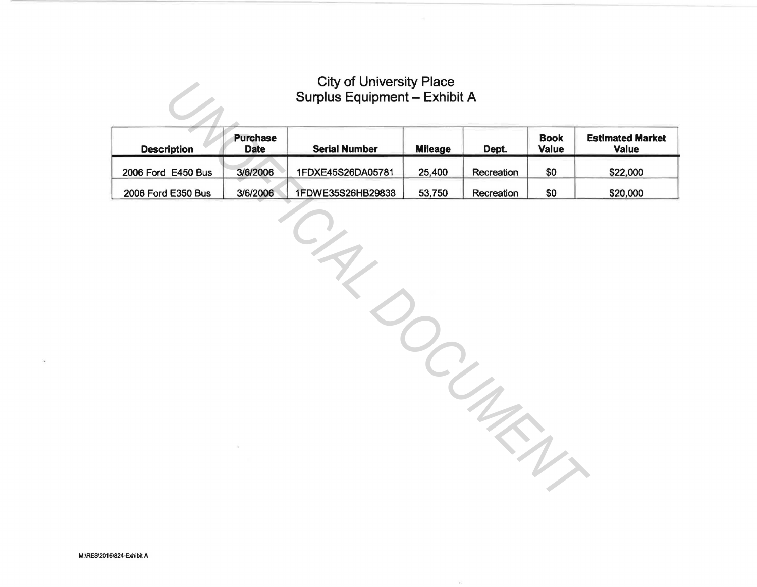# City of University Place
## Surplus Equipment – Exhibit A

| Description | Purchase Date | Serial Number | Mileage | Dept. | Book Value | Estimated Market Value |
|---|---|---|---|---|---|---|
| 2006 Ford E450 Bus | 3/6/2006 | 1FDXE45S26DA05781 | 25,400 | Recreation | $0 | $22,000 |
| 2006 Ford E350 Bus | 3/6/2006 | 1FDWE35S26HB29838 | 53,750 | Recreation | $0 | $20,000 |

UNOFFICIAL DOCUMENT

M:\RES\2016\824-Exhibit A